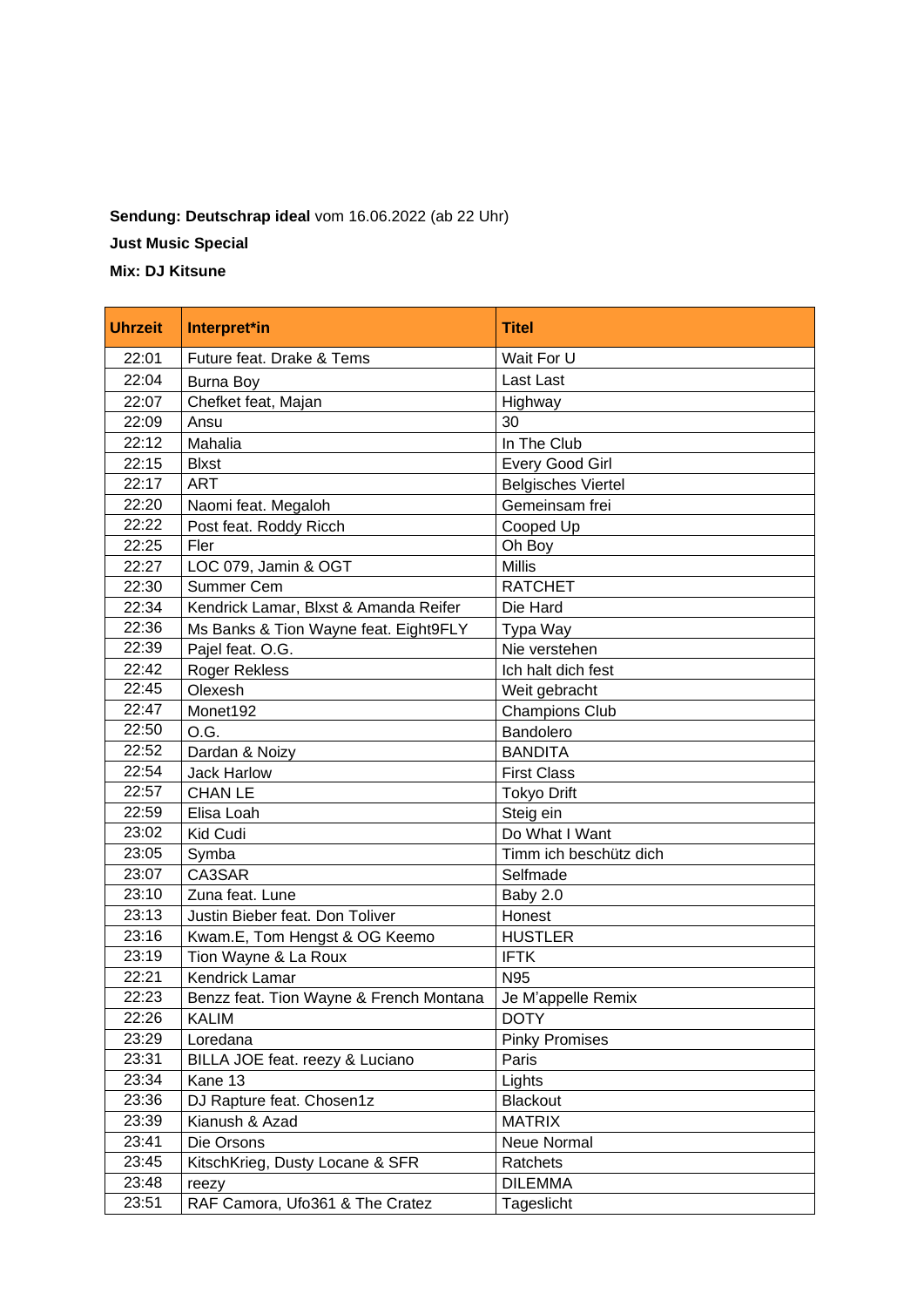**Sendung: Deutschrap ideal** vom 16.06.2022 (ab 22 Uhr)

**Just Music Special**

**Mix: DJ Kitsune**

| Uhrzeit | Interpret*in | Titel |
|---|---|---|
| 22:01 | Future feat. Drake & Tems | Wait For U |
| 22:04 | Burna Boy | Last Last |
| 22:07 | Chefket feat, Majan | Highway |
| 22:09 | Ansu | 30 |
| 22:12 | Mahalia | In The Club |
| 22:15 | Blxst | Every Good Girl |
| 22:17 | ART | Belgisches Viertel |
| 22:20 | Naomi feat. Megaloh | Gemeinsam frei |
| 22:22 | Post feat. Roddy Ricch | Cooped Up |
| 22:25 | Fler | Oh Boy |
| 22:27 | LOC 079, Jamin & OGT | Millis |
| 22:30 | Summer Cem | RATCHET |
| 22:34 | Kendrick Lamar, Blxst & Amanda Reifer | Die Hard |
| 22:36 | Ms Banks & Tion Wayne feat. Eight9FLY | Typa Way |
| 22:39 | Pajel feat. O.G. | Nie verstehen |
| 22:42 | Roger Rekless | Ich halt dich fest |
| 22:45 | Olexesh | Weit gebracht |
| 22:47 | Monet192 | Champions Club |
| 22:50 | O.G. | Bandolero |
| 22:52 | Dardan & Noizy | BANDITA |
| 22:54 | Jack Harlow | First Class |
| 22:57 | CHAN LE | Tokyo Drift |
| 22:59 | Elisa Loah | Steig ein |
| 23:02 | Kid Cudi | Do What I Want |
| 23:05 | Symba | Timm ich beschütz dich |
| 23:07 | CA3SAR | Selfmade |
| 23:10 | Zuna feat. Lune | Baby 2.0 |
| 23:13 | Justin Bieber feat. Don Toliver | Honest |
| 23:16 | Kwam.E, Tom Hengst & OG Keemo | HUSTLER |
| 23:19 | Tion Wayne & La Roux | IFTK |
| 22:21 | Kendrick Lamar | N95 |
| 22:23 | Benzz feat. Tion Wayne & French Montana | Je M'appelle Remix |
| 22:26 | KALIM | DOTY |
| 23:29 | Loredana | Pinky Promises |
| 23:31 | BILLA JOE feat. reezy & Luciano | Paris |
| 23:34 | Kane 13 | Lights |
| 23:36 | DJ Rapture feat. Chosen1z | Blackout |
| 23:39 | Kianush & Azad | MATRIX |
| 23:41 | Die Orsons | Neue Normal |
| 23:45 | KitschKrieg, Dusty Locane & SFR | Ratchets |
| 23:48 | reezy | DILEMMA |
| 23:51 | RAF Camora, Ufo361 & The Cratez | Tageslicht |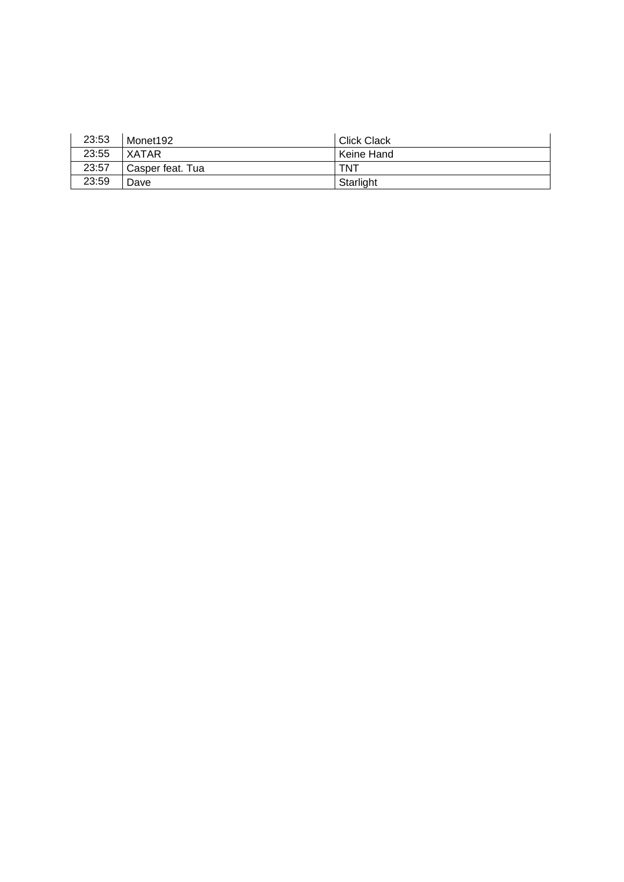| | | |
|---|---|---|
| 23:53 | Monet192 | Click Clack |
| 23:55 | XATAR | Keine Hand |
| 23:57 | Casper feat. Tua | TNT |
| 23:59 | Dave | Starlight |